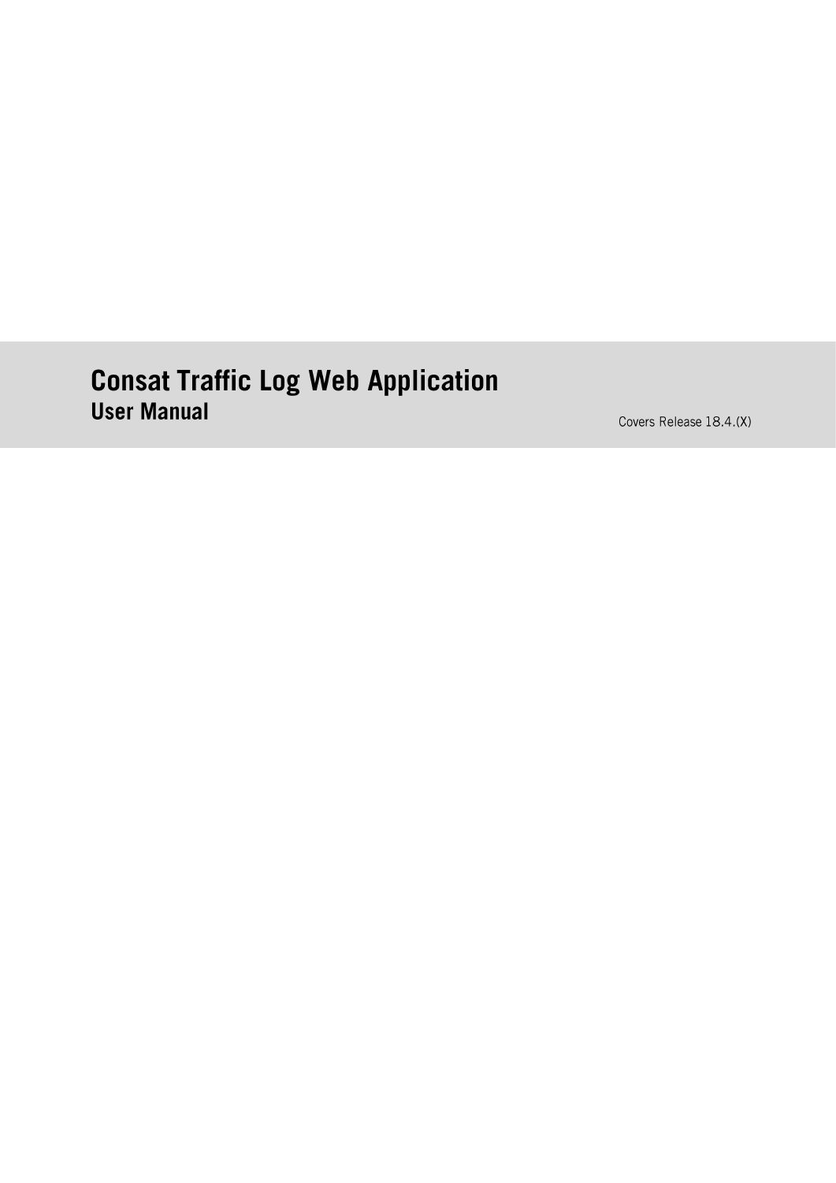# Consat Traffic Log Web Application

## User Manual

Covers Release 18.4.(X)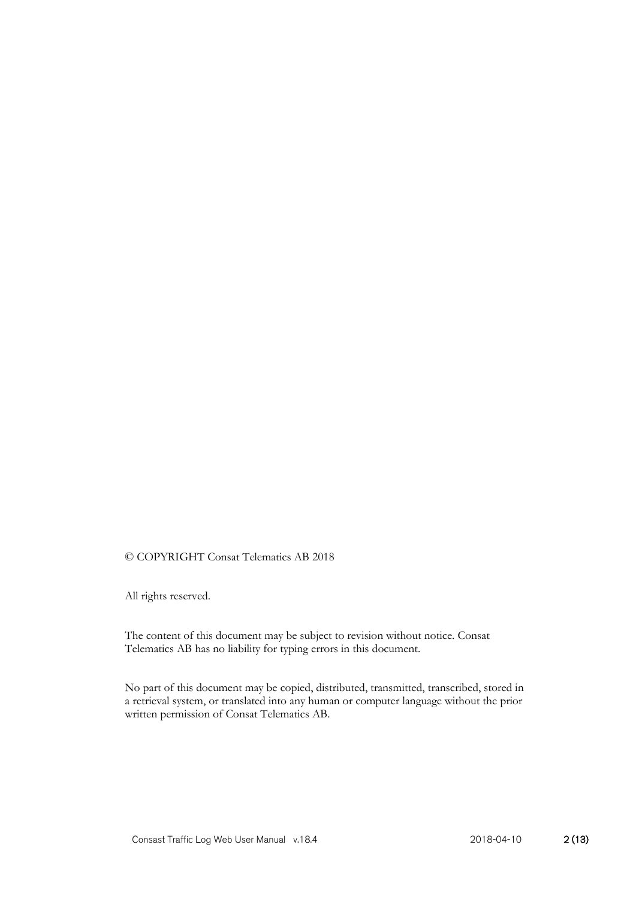© COPYRIGHT Consat Telematics AB 2018

All rights reserved.

The content of this document may be subject to revision without notice. Consat Telematics AB has no liability for typing errors in this document.

No part of this document may be copied, distributed, transmitted, transcribed, stored in a retrieval system, or translated into any human or computer language without the prior written permission of Consat Telematics AB.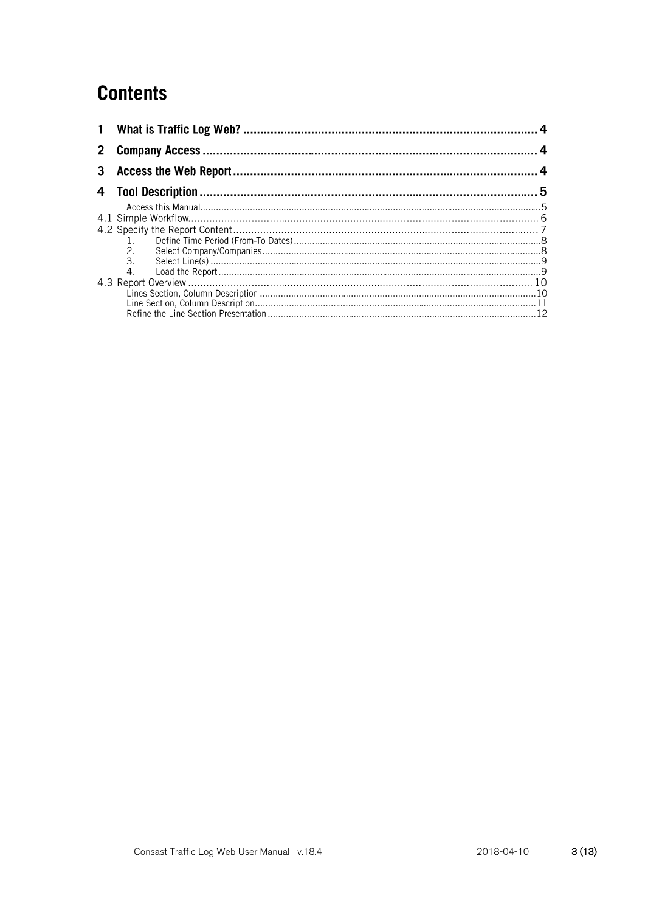# Contents

1 What is Traffic Log Web? ........................................................................................ 4

2 Company Access ..................................................................................................... 4

3 Access the Web Report ........................................................................................... 4

4 Tool Description ..................................................................................................... 5

Access this Manual ........................................................................................................ 5

4.1 Simple Workflow ........................................................................................................ 6

4.2 Specify the Report Content ........................................................................................ 7

1. Define Time Period (From-To Dates) ........................................................................ 8
2. Select Company/Companies ...................................................................................... 8
3. Select Line(s) ............................................................................................................ 9
4. Load the Report ........................................................................................................ 9

4.3 Report Overview ....................................................................................................... 10

Lines Section, Column Description .................................................................................. 10

Line Section, Column Description .................................................................................... 11

Refine the Line Section Presentation ................................................................................ 12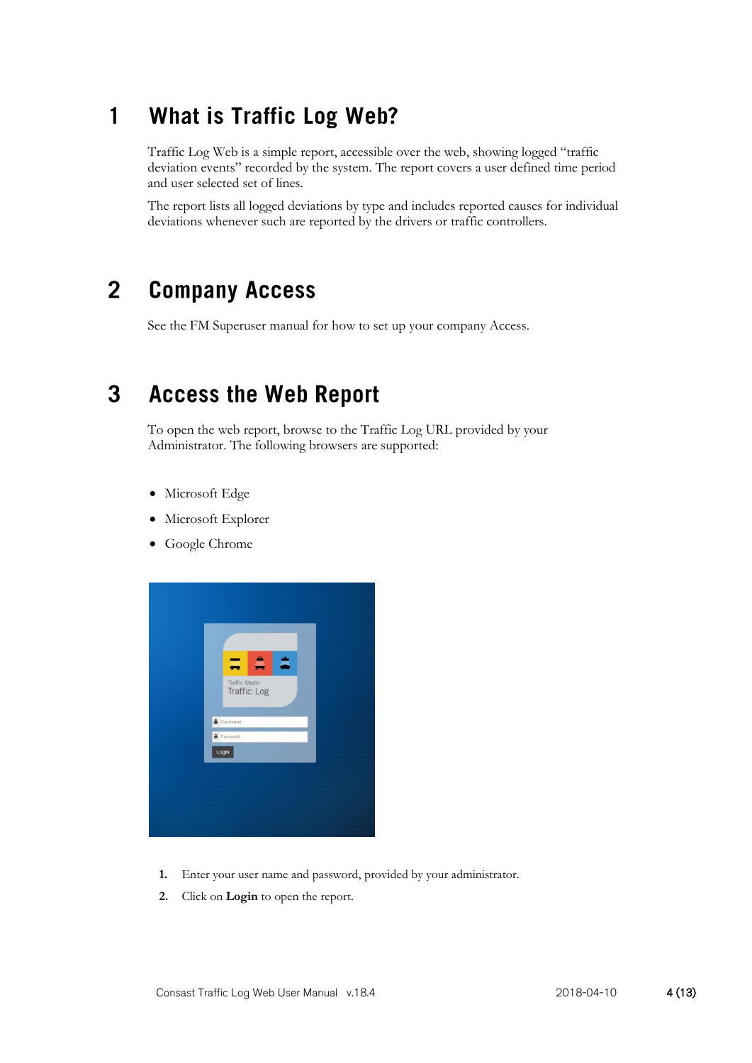# 1 What is Traffic Log Web?

Traffic Log Web is a simple report, accessible over the web, showing logged "traffic deviation events" recorded by the system. The report covers a user defined time period and user selected set of lines.

The report lists all logged deviations by type and includes reported causes for individual deviations whenever such are reported by the drivers or traffic controllers.

# 2 Company Access

See the FM Superuser manual for how to set up your company Access.

# 3 Access the Web Report

To open the web report, browse to the Traffic Log URL provided by your Administrator. The following browsers are supported:

- Microsoft Edge
- Microsoft Explorer
- Google Chrome

1. Enter your user name and password, provided by your administrator.
2. Click on **Login** to open the report.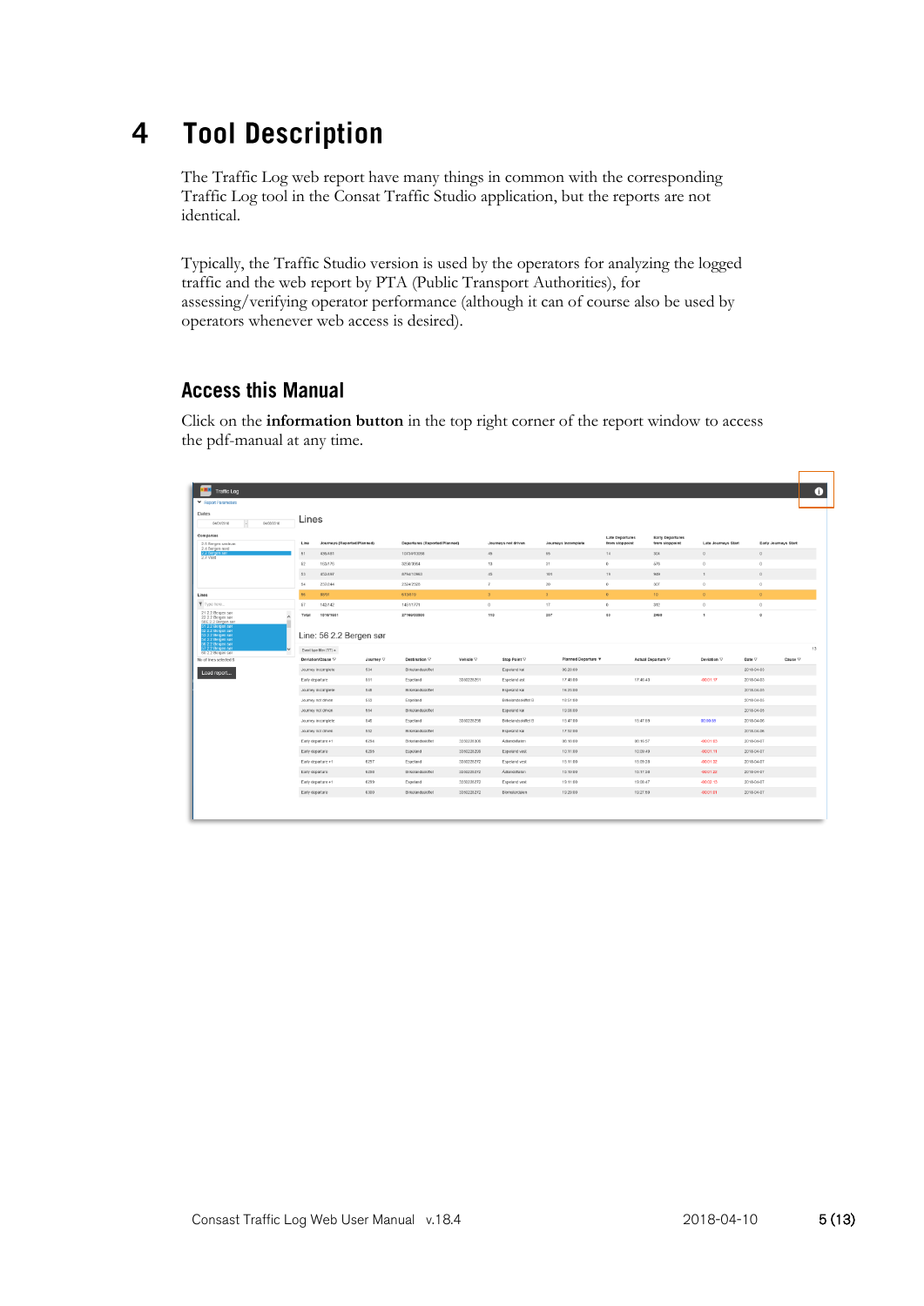# 4 Tool Description

The Traffic Log web report have many things in common with the corresponding Traffic Log tool in the Consat Traffic Studio application, but the reports are not identical.

Typically, the Traffic Studio version is used by the operators for analyzing the logged traffic and the web report by PTA (Public Transport Authorities), for assessing/verifying operator performance (although it can of course also be used by operators whenever web access is desired).

## Access this Manual

Click on the **information button** in the top right corner of the report window to access the pdf-manual at any time.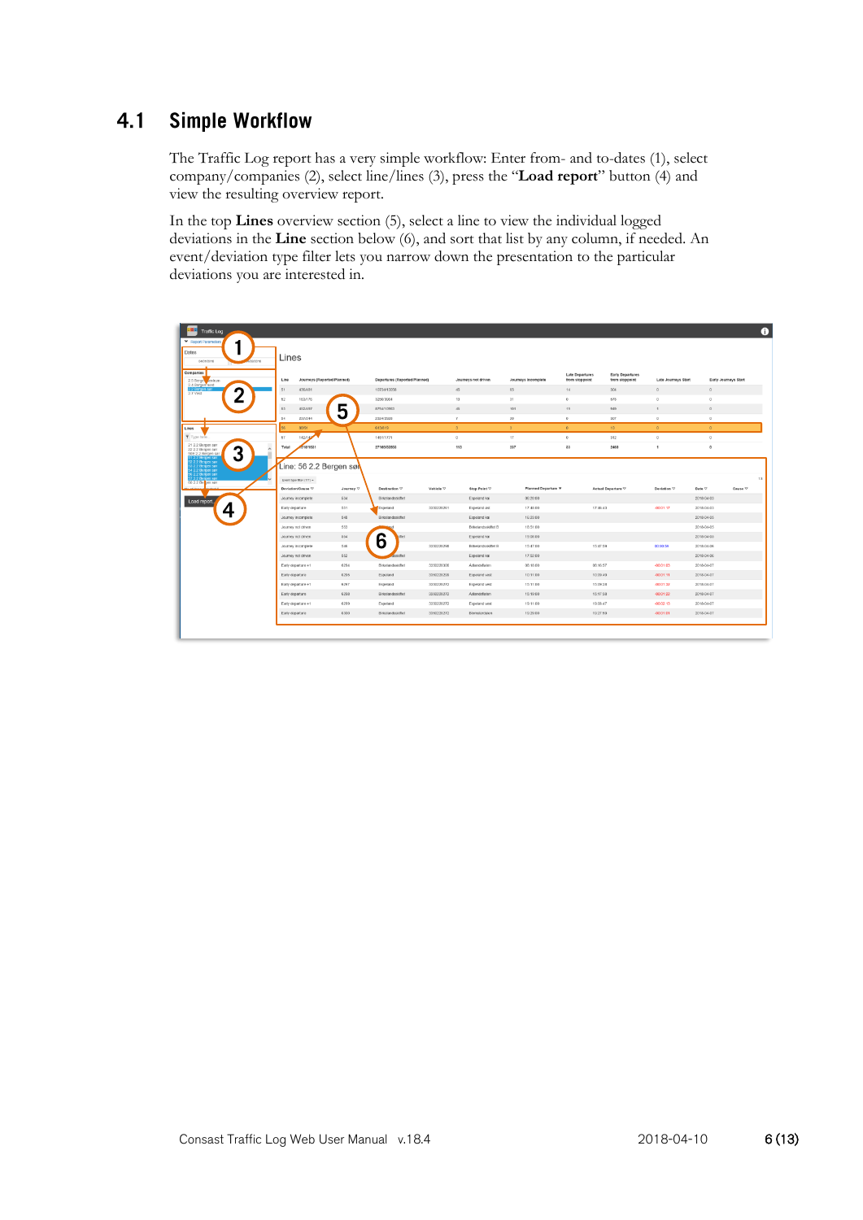## 4.1 Simple Workflow

The Traffic Log report has a very simple workflow: Enter from- and to-dates (1), select company/companies (2), select line/lines (3), press the "**Load report**" button (4) and view the resulting overview report.

In the top **Lines** overview section (5), select a line to view the individual logged deviations in the **Line** section below (6), and sort that list by any column, if needed. An event/deviation type filter lets you narrow down the presentation to the particular deviations you are interested in.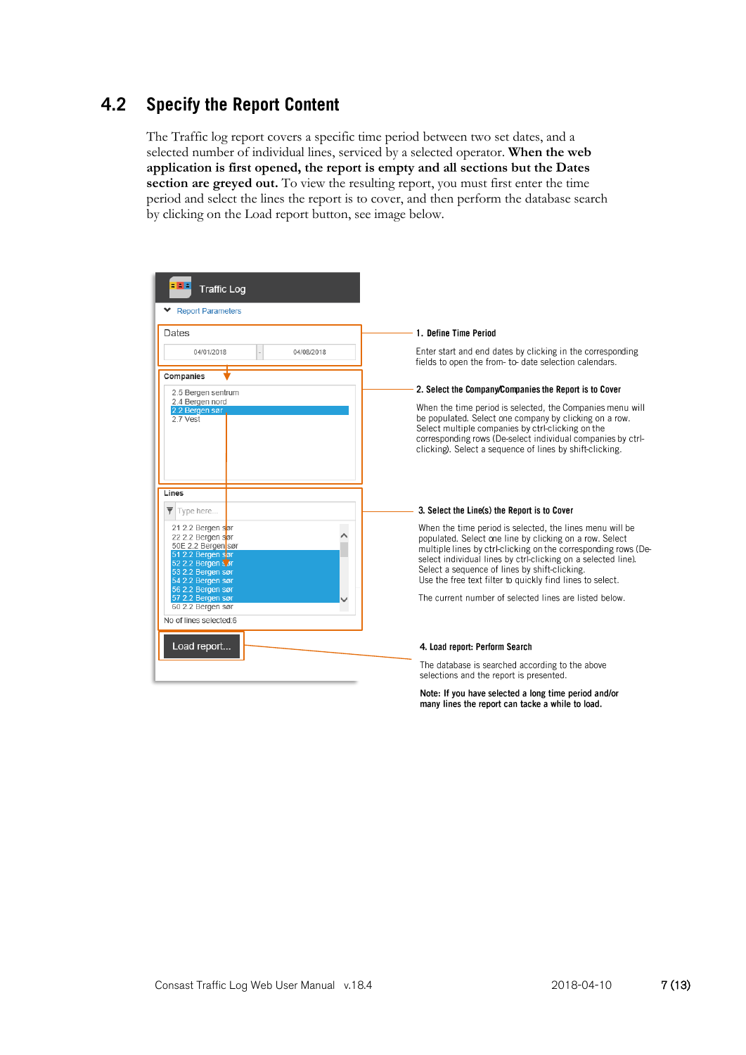## 4.2 Specify the Report Content

The Traffic log report covers a specific time period between two set dates, and a selected number of individual lines, serviced by a selected operator. **When the web application is first opened, the report is empty and all sections but the Dates section are greyed out.** To view the resulting report, you must first enter the time period and select the lines the report is to cover, and then perform the database search by clicking on the Load report button, see image below.

**1. Define Time Period**

Enter start and end dates by clicking in the corresponding fields to open the from- to- date selection calendars.

**2. Select the Company/Companies the Report is to Cover**

When the time period is selected, the Companies menu will be populated. Select one company by clicking on a row. Select multiple companies by ctrl-clicking on the corresponding rows (De-select individual companies by ctrl-clicking). Select a sequence of lines by shift-clicking.

**3. Select the Line(s) the Report is to Cover**

When the time period is selected, the lines menu will be populated. Select one line by clicking on a row. Select multiple lines by ctrl-clicking on the corresponding rows (De-select individual lines by ctrl-clicking on a selected line). Select a sequence of lines by shift-clicking.
Use the free text filter to quickly find lines to select.

The current number of selected lines are listed below.

**4. Load report: Perform Search**

The database is searched according to the above selections and the report is presented.

**Note: If you have selected a long time period and/or many lines the report can tacke a while to load.**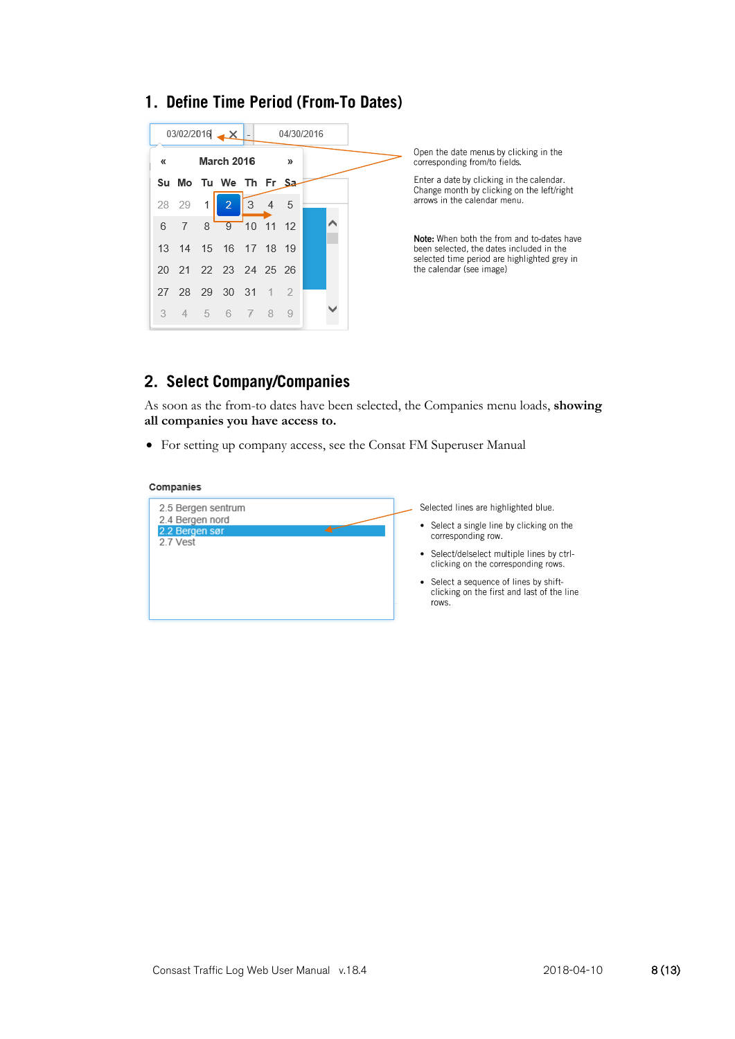## 1. Define Time Period (From-To Dates)

03/02/2016 - 04/30/2016

| « | | | March 2016 | | | » |
|---|---|---|---|---|---|---|
| Su | Mo | Tu | We | Th | Fr | Sa |
| 28 | 29 | 1 | 2 | 3 | 4 | 5 |
| 6 | 7 | 8 | 9 | 10 | 11 | 12 |
| 13 | 14 | 15 | 16 | 17 | 18 | 19 |
| 20 | 21 | 22 | 23 | 24 | 25 | 26 |
| 27 | 28 | 29 | 30 | 31 | 1 | 2 |
| 3 | 4 | 5 | 6 | 7 | 8 | 9 |

Open the date menus by clicking in the corresponding from/to fields.

Enter a date by clicking in the calendar. Change month by clicking on the left/right arrows in the calendar menu.

**Note:** When both the from and to-dates have been selected, the dates included in the selected time period are highlighted grey in the calendar (see image)

## 2. Select Company/Companies

As soon as the from-to dates have been selected, the Companies menu loads, **showing all companies you have access to.**

- For setting up company access, see the Consat FM Superuser Manual

**Companies**

- 2.5 Bergen sentrum
- 2.4 Bergen nord
- 2.2 Bergen sør
- 2.7 Vest

Selected lines are highlighted blue.

- Select a single line by clicking on the corresponding row.
- Select/delselect multiple lines by ctrl-clicking on the corresponding rows.
- Select a sequence of lines by shift-clicking on the first and last of the line rows.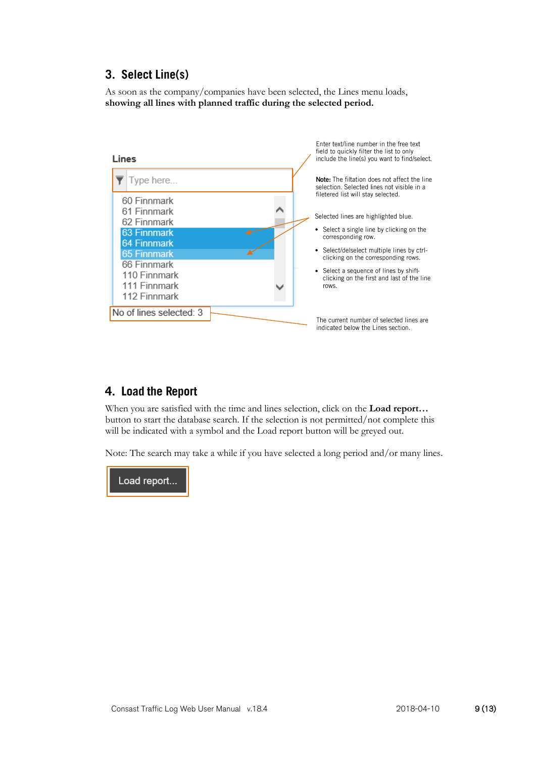## 3. Select Line(s)

As soon as the company/companies have been selected, the Lines menu loads, **showing all lines with planned traffic during the selected period.**

**Lines**

Type here...

60 Finnmark
61 Finnmark
62 Finnmark
63 Finnmark
64 Finnmark
65 Finnmark
66 Finnmark
110 Finnmark
111 Finnmark
112 Finnmark

No of lines selected: 3

Enter text/line number in the free text field to quickly filter the list to only include the line(s) you want to find/select.

**Note:** The filtation does not affect the line selection. Selected lines not visible in a filetered list will stay selected.

Selected lines are highlighted blue.

- Select a single line by clicking on the corresponding row.
- Select/delselect multiple lines by ctrl-clicking on the corresponding rows.
- Select a sequence of lines by shift-clicking on the first and last of the line rows.

The current number of selected lines are indicated below the Lines section.

## 4. Load the Report

When you are satisfied with the time and lines selection, click on the **Load report…** button to start the database search. If the selection is not permitted/not complete this will be indicated with a symbol and the Load report button will be greyed out.

Note: The search may take a while if you have selected a long period and/or many lines.

Load report...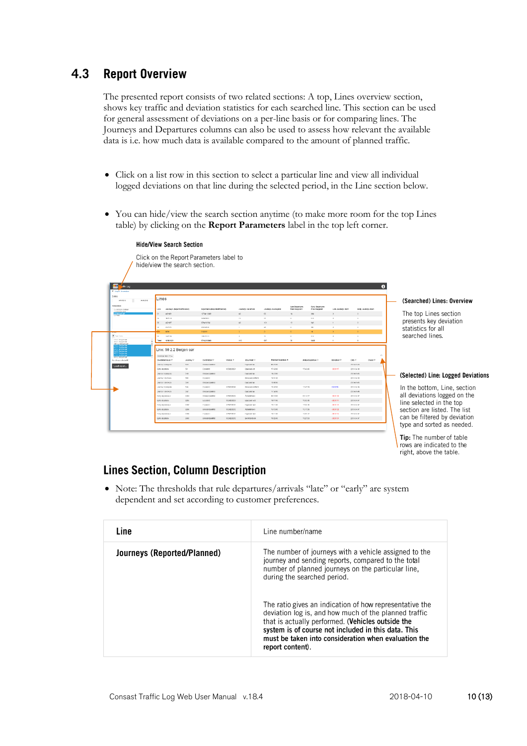## 4.3 Report Overview

The presented report consists of two related sections: A top, Lines overview section, shows key traffic and deviation statistics for each searched line. This section can be used for general assessment of deviations on a per-line basis or for comparing lines. The Journeys and Departures columns can also be used to assess how relevant the available data is i.e. how much data is available compared to the amount of planned traffic.

- Click on a list row in this section to select a particular line and view all individual logged deviations on that line during the selected period, in the Line section below.

- You can hide/view the search section anytime (to make more room for the top Lines table) by clicking on the **Report Parameters** label in the top left corner.

**Hide/View Search Section**

Click on the Report Parameters label to hide/view the search section.

**(Searched) Lines: Overview**

The top Lines section presents key deviation statistics for all searched lines.

**(Selected) Line: Logged Deviations**

In the bottom, Line, section all deviations logged on the line selected in the top section are listed. The list can be filtered by deviation type and sorted as needed.

**Tip:** The number of table rows are indicated to the right, above the table.

### Lines Section, Column Description

- Note: The thresholds that rule departures/arrivals "late" or "early" are system dependent and set according to customer preferences.

| **Line** | Line number/name |
|---|---|
| **Journeys (Reported/Planned)** | The number of journeys with a vehicle assigned to the journey and sending reports, compared to the total number of planned journeys on the particular line, during the searched period.<br><br>The ratio gives an indication of how representative the deviation log is, and how much of the planned traffic that is actually performed. (**Vehicles outside the system is of course not included in this data. This must be taken into consideration when evaluation the report content**). |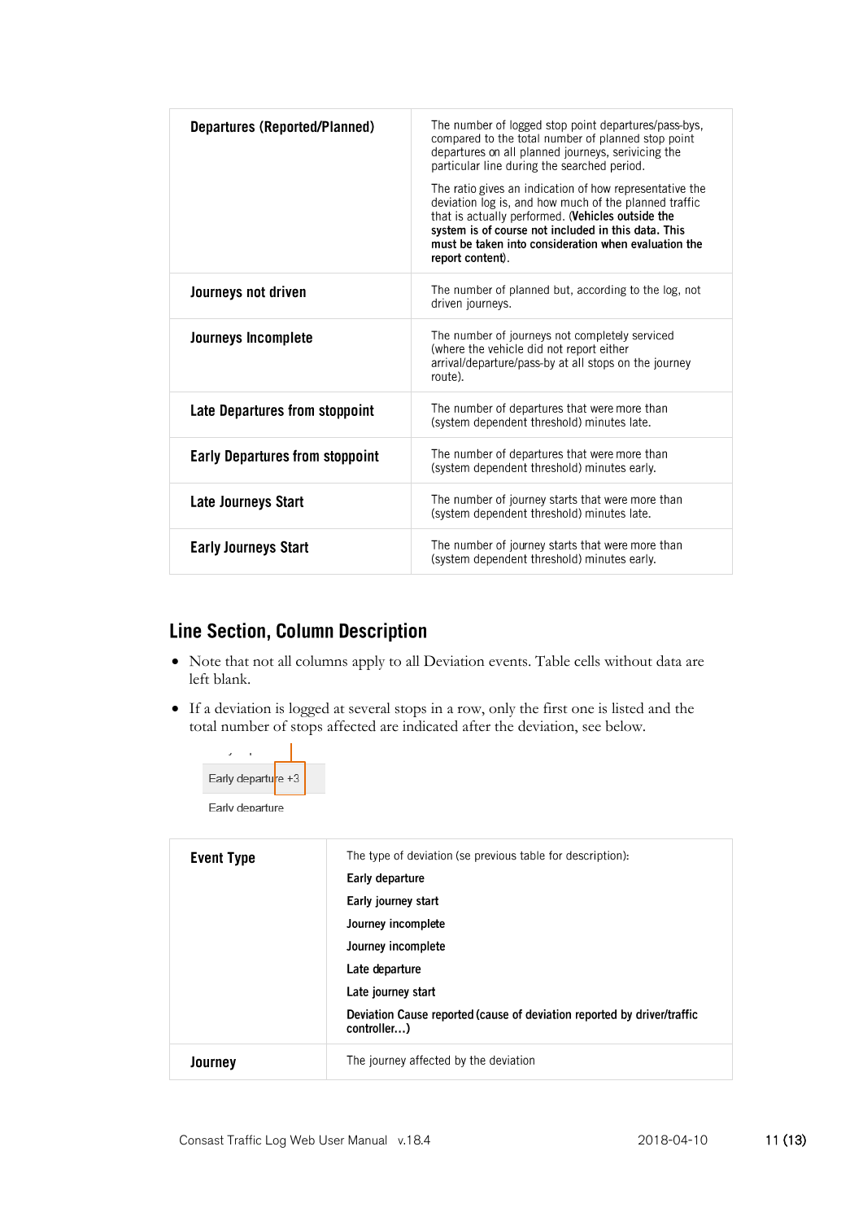| | |
|---|---|
| **Departures (Reported/Planned)** | The number of logged stop point departures/pass-bys, compared to the total number of planned stop point departures on all planned journeys, servicing the particular line during the searched period.<br><br>The ratio gives an indication of how representative the deviation log is, and how much of the planned traffic that is actually performed. (**Vehicles outside the system is of course not included in this data. This must be taken into consideration when evaluation the report content**). |
| **Journeys not driven** | The number of planned but, according to the log, not driven journeys. |
| **Journeys Incomplete** | The number of journeys not completely serviced (where the vehicle did not report either arrival/departure/pass-by at all stops on the journey route). |
| **Late Departures from stoppoint** | The number of departures that were more than (system dependent threshold) minutes late. |
| **Early Departures from stoppoint** | The number of departures that were more than (system dependent threshold) minutes early. |
| **Late Journeys Start** | The number of journey starts that were more than (system dependent threshold) minutes late. |
| **Early Journeys Start** | The number of journey starts that were more than (system dependent threshold) minutes early. |

## Line Section, Column Description

- Note that not all columns apply to all Deviation events. Table cells without data are left blank.
- If a deviation is logged at several stops in a row, only the first one is listed and the total number of stops affected are indicated after the deviation, see below.

Early departure +3

Early departure

| | |
|---|---|
| **Event Type** | The type of deviation (se previous table for description):<br>**Early departure**<br>**Early journey start**<br>**Journey incomplete**<br>**Journey incomplete**<br>**Late departure**<br>**Late journey start**<br>**Deviation Cause reported (cause of deviation reported by driver/traffic controller…)** |
| **Journey** | The journey affected by the deviation |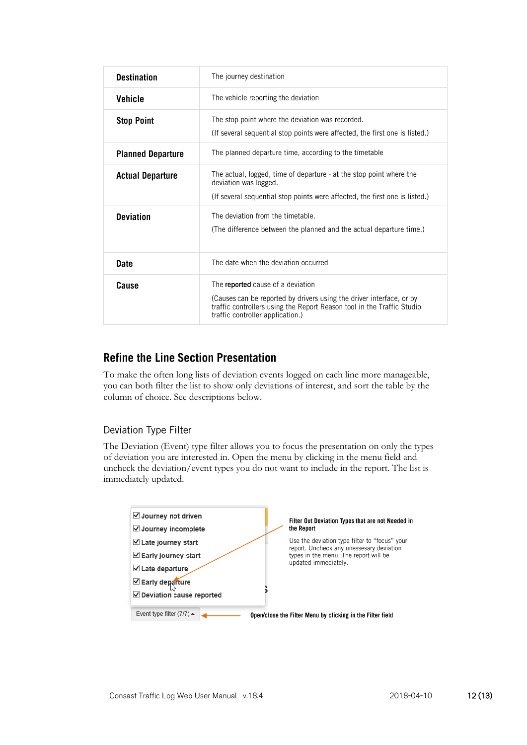| | |
|---|---|
| **Destination** | The journey destination |
| **Vehicle** | The vehicle reporting the deviation |
| **Stop Point** | The stop point where the deviation was recorded. (If several sequential stop points were affected, the first one is listed.) |
| **Planned Departure** | The planned departure time, according to the timetable |
| **Actual Departure** | The actual, logged, time of departure - at the stop point where the deviation was logged. (If several sequential stop points were affected, the first one is listed.) |
| **Deviation** | The deviation from the timetable. (The difference between the planned and the actual departure time.) |
| **Date** | The date when the deviation occurred |
| **Cause** | The **reported** cause of a deviation (Causes can be reported by drivers using the driver interface, or by traffic controllers using the Report Reason tool in the Traffic Studio traffic controller application.) |

## Refine the Line Section Presentation

To make the often long lists of deviation events logged on each line more manageable, you can both filter the list to show only deviations of interest, and sort the table by the column of choice. See descriptions below.

### Deviation Type Filter

The Deviation (Event) type filter allows you to focus the presentation on only the types of deviation you are interested in. Open the menu by clicking in the menu field and uncheck the deviation/event types you do not want to include in the report. The list is immediately updated.

- ☑ Journey not driven
- ☑ Journey incomplete
- ☑ Late journey start
- ☑ Early journey start
- ☑ Late departure
- ☑ Early departure
- ☑ Deviation cause reported

Event type filter (7/7) ▴

**Filter Out Deviation Types that are not Needed in the Report**

Use the deviation type filter to "focus" your report. Uncheck any unessesary deviation types in the menu. The report will be updated immediately.

**Open/close the Filter Menu by clicking in the Filter field**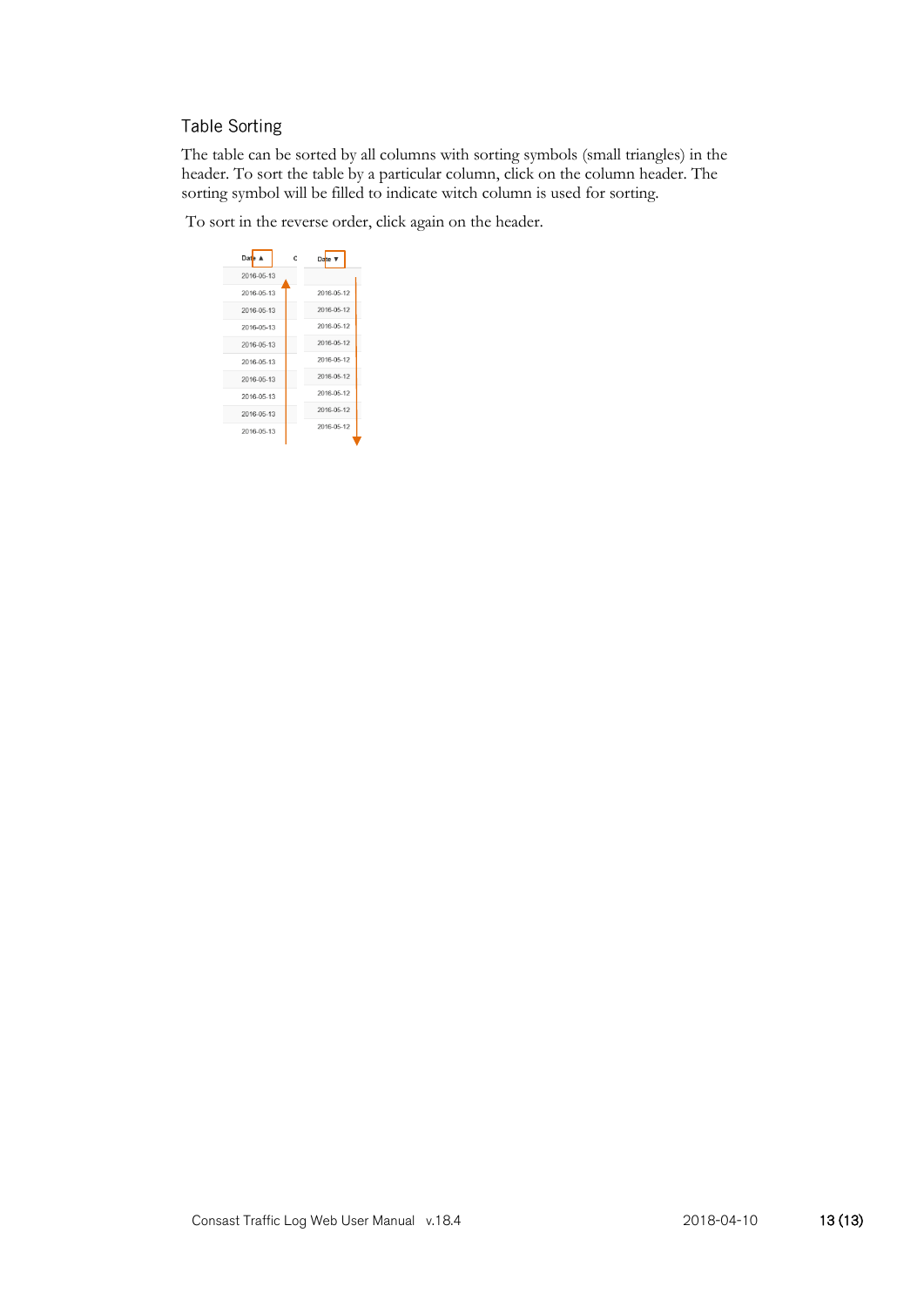## Table Sorting

The table can be sorted by all columns with sorting symbols (small triangles) in the header. To sort the table by a particular column, click on the column header. The sorting symbol will be filled to indicate witch column is used for sorting.

To sort in the reverse order, click again on the header.

Date ▲

2016-05-13
2016-05-13
2016-05-13
2016-05-13
2016-05-13
2016-05-13
2016-05-13
2016-05-13
2016-05-13
2016-05-13

Date ▼

2016-05-12
2016-05-12
2016-05-12
2016-05-12
2016-05-12
2016-05-12
2016-05-12
2016-05-12
2016-05-12